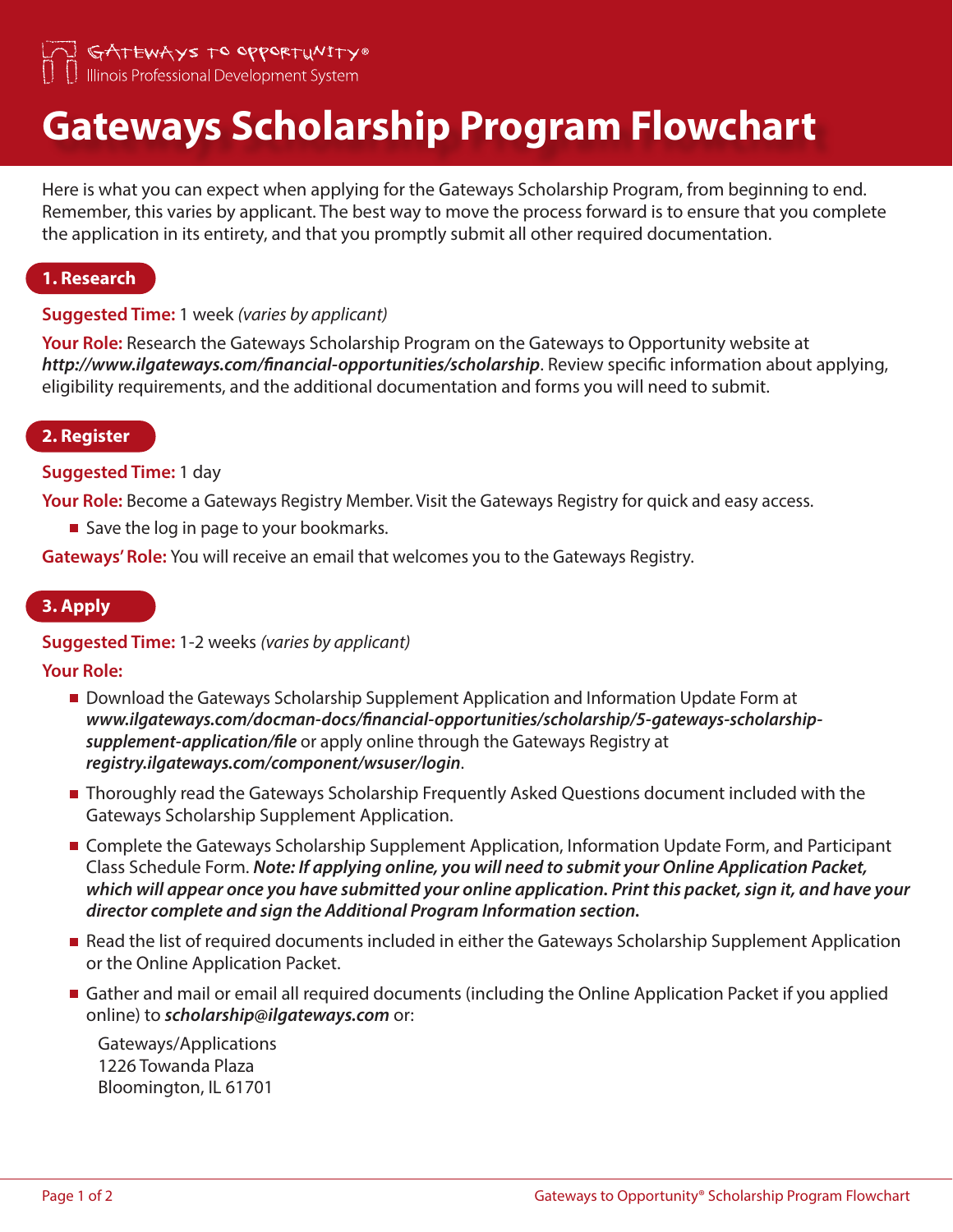Gateways to Opportunity®
Illinois Professional Development System

# Gateways Scholarship Program Flowchart

Here is what you can expect when applying for the Gateways Scholarship Program, from beginning to end. Remember, this varies by applicant. The best way to move the process forward is to ensure that you complete the application in its entirety, and that you promptly submit all other required documentation.

## 1. Research

**Suggested Time:** 1 week *(varies by applicant)*

**Your Role:** Research the Gateways Scholarship Program on the Gateways to Opportunity website at ***http://www.ilgateways.com/financial-opportunities/scholarship***. Review specific information about applying, eligibility requirements, and the additional documentation and forms you will need to submit.

## 2. Register

**Suggested Time:** 1 day

**Your Role:** Become a Gateways Registry Member. Visit the Gateways Registry for quick and easy access.

- Save the log in page to your bookmarks.

**Gateways' Role:** You will receive an email that welcomes you to the Gateways Registry.

## 3. Apply

**Suggested Time:** 1-2 weeks *(varies by applicant)*

**Your Role:**

- Download the Gateways Scholarship Supplement Application and Information Update Form at ***www.ilgateways.com/docman-docs/financial-opportunities/scholarship/5-gateways-scholarship-supplement-application/file*** or apply online through the Gateways Registry at ***registry.ilgateways.com/component/wsuser/login***.
- Thoroughly read the Gateways Scholarship Frequently Asked Questions document included with the Gateways Scholarship Supplement Application.
- Complete the Gateways Scholarship Supplement Application, Information Update Form, and Participant Class Schedule Form. ***Note: If applying online, you will need to submit your Online Application Packet, which will appear once you have submitted your online application. Print this packet, sign it, and have your director complete and sign the Additional Program Information section.***
- Read the list of required documents included in either the Gateways Scholarship Supplement Application or the Online Application Packet.
- Gather and mail or email all required documents (including the Online Application Packet if you applied online) to ***scholarship@ilgateways.com*** or:

  Gateways/Applications
  1226 Towanda Plaza
  Bloomington, IL 61701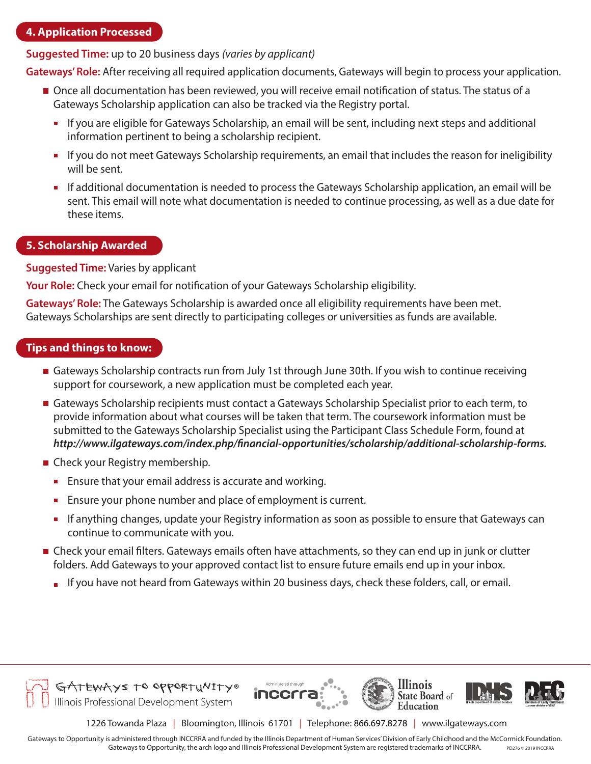## 4. Application Processed

**Suggested Time:** up to 20 business days *(varies by applicant)*

**Gateways' Role:** After receiving all required application documents, Gateways will begin to process your application.

- Once all documentation has been reviewed, you will receive email notification of status. The status of a Gateways Scholarship application can also be tracked via the Registry portal.
  - If you are eligible for Gateways Scholarship, an email will be sent, including next steps and additional information pertinent to being a scholarship recipient.
  - If you do not meet Gateways Scholarship requirements, an email that includes the reason for ineligibility will be sent.
  - If additional documentation is needed to process the Gateways Scholarship application, an email will be sent. This email will note what documentation is needed to continue processing, as well as a due date for these items.

## 5. Scholarship Awarded

**Suggested Time:** Varies by applicant

**Your Role:** Check your email for notification of your Gateways Scholarship eligibility.

**Gateways' Role:** The Gateways Scholarship is awarded once all eligibility requirements have been met. Gateways Scholarships are sent directly to participating colleges or universities as funds are available.

## Tips and things to know:

- Gateways Scholarship contracts run from July 1st through June 30th. If you wish to continue receiving support for coursework, a new application must be completed each year.
- Gateways Scholarship recipients must contact a Gateways Scholarship Specialist prior to each term, to provide information about what courses will be taken that term. The coursework information must be submitted to the Gateways Scholarship Specialist using the Participant Class Schedule Form, found at ***http://www.ilgateways.com/index.php/financial-opportunities/scholarship/additional-scholarship-forms.***
- Check your Registry membership.
  - Ensure that your email address is accurate and working.
  - Ensure your phone number and place of employment is current.
  - If anything changes, update your Registry information as soon as possible to ensure that Gateways can continue to communicate with you.
- Check your email filters. Gateways emails often have attachments, so they can end up in junk or clutter folders. Add Gateways to your approved contact list to ensure future emails end up in your inbox.
  - If you have not heard from Gateways within 20 business days, check these folders, call, or email.

Gateways to Opportunity® Illinois Professional Development System | Administered through INCCRRA | Illinois State Board of Education | IDHS | DEC

1226 Towanda Plaza | Bloomington, Illinois 61701 | Telephone: 866.697.8278 | www.ilgateways.com

Gateways to Opportunity is administered through INCCRRA and funded by the Illinois Department of Human Services' Division of Early Childhood and the McCormick Foundation. Gateways to Opportunity, the arch logo and Illinois Professional Development System are registered trademarks of INCCRRA. PD276 © 2019 INCCRRA